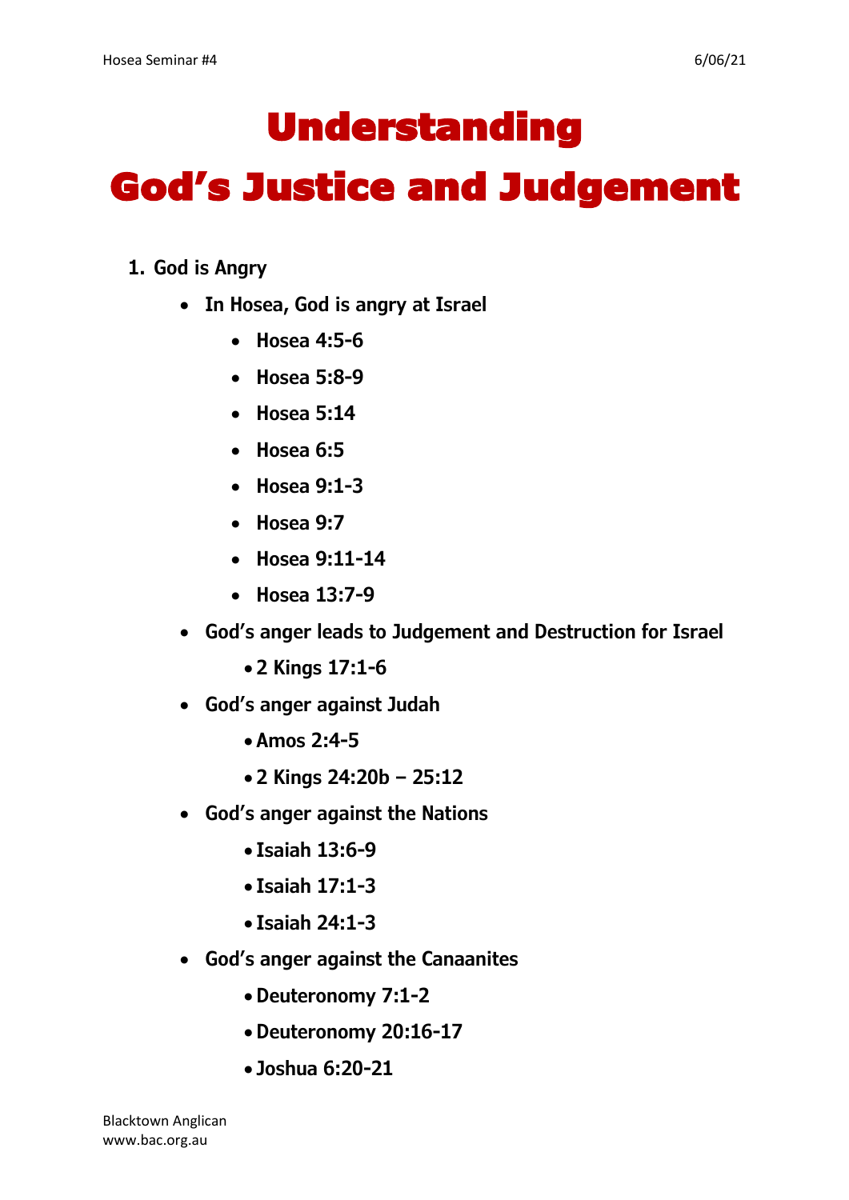# Understanding God's Justice and Judgement

1. **God is Angry**
   - **In Hosea, God is angry at Israel**
     - **Hosea 4:5-6**
     - **Hosea 5:8-9**
     - **Hosea 5:14**
     - **Hosea 6:5**
     - **Hosea 9:1-3**
     - **Hosea 9:7**
     - **Hosea 9:11-14**
     - **Hosea 13:7-9**
   - **God's anger leads to Judgement and Destruction for Israel**
     - **2 Kings 17:1-6**
   - **God's anger against Judah**
     - **Amos 2:4-5**
     - **2 Kings 24:20b – 25:12**
   - **God's anger against the Nations**
     - **Isaiah 13:6-9**
     - **Isaiah 17:1-3**
     - **Isaiah 24:1-3**
   - **God's anger against the Canaanites**
     - **Deuteronomy 7:1-2**
     - **Deuteronomy 20:16-17**
     - **Joshua 6:20-21**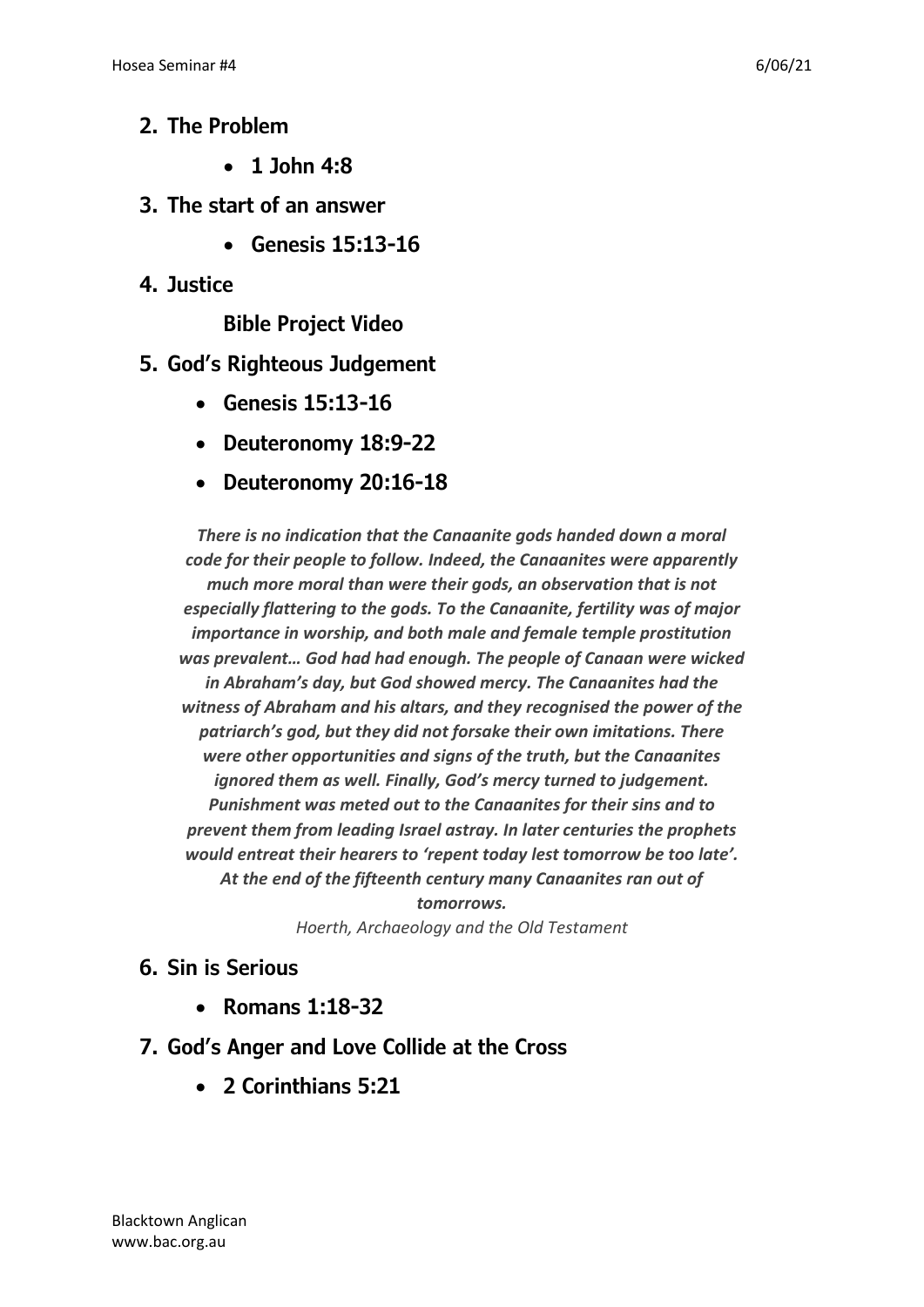2. **The Problem**
    - **1 John 4:8**
3. **The start of an answer**
    - **Genesis 15:13-16**
4. **Justice**

    **Bible Project Video**
5. **God's Righteous Judgement**
    - **Genesis 15:13-16**
    - **Deuteronomy 18:9-22**
    - **Deuteronomy 20:16-18**

> ***There is no indication that the Canaanite gods handed down a moral code for their people to follow. Indeed, the Canaanites were apparently much more moral than were their gods, an observation that is not especially flattering to the gods. To the Canaanite, fertility was of major importance in worship, and both male and female temple prostitution was prevalent… God had had enough. The people of Canaan were wicked in Abraham's day, but God showed mercy. The Canaanites had the witness of Abraham and his altars, and they recognised the power of the patriarch's god, but they did not forsake their own imitations. There were other opportunities and signs of the truth, but the Canaanites ignored them as well. Finally, God's mercy turned to judgement. Punishment was meted out to the Canaanites for their sins and to prevent them from leading Israel astray. In later centuries the prophets would entreat their hearers to 'repent today lest tomorrow be too late'. At the end of the fifteenth century many Canaanites ran out of tomorrows.***
>
> *Hoerth, Archaeology and the Old Testament*

6. **Sin is Serious**
    - **Romans 1:18-32**
7. **God's Anger and Love Collide at the Cross**
    - **2 Corinthians 5:21**